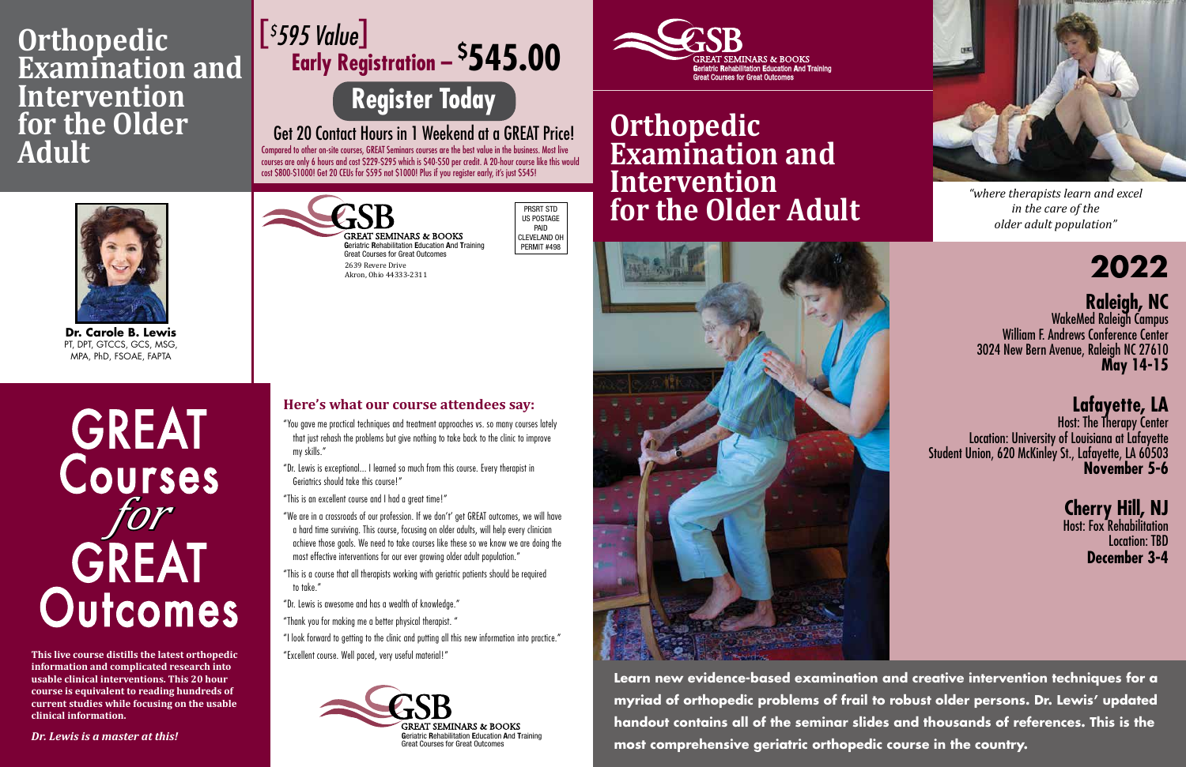# Orthopedic Examination and Intervention for the Older Adult

**Dr. Carole B. Lewis**
PT, DPT, GTCCS, GCS, MSG, MPA, PhD, FSOAE, FAPTA

# GREAT Courses *for* GREAT Outcomes

**This live course distills the latest orthopedic information and complicated research into usable clinical interventions. This 20 hour course is equivalent to reading hundreds of current studies while focusing on the usable clinical information.**

***Dr. Lewis is a master at this!***

[*$595 Value*]

## Early Registration – $545.00

## Register Today

### Get 20 Contact Hours in 1 Weekend at a GREAT Price!

Compared to other on-site courses, GREAT Seminars courses are the best value in the business. Most live courses are only 6 hours and cost $229-$295 which is $40-$50 per credit. A 20-hour course like this would cost $800-$1000! Get 20 CEUs for $595 not $1000! Plus if you register early, it's just $545!

GSB
GREAT SEMINARS & BOOKS
**G**eriatric **R**ehabilitation **E**ducation **A**nd **T**raining
Great Courses for Great Outcomes
2639 Revere Drive
Akron, Ohio 44333-2311

PRSRT STD
US POSTAGE
PAID
CLEVELAND OH
PERMIT #498

### Here's what our course attendees say:

"You gave me practical techniques and treatment approaches vs. so many courses lately that just rehash the problems but give nothing to take back to the clinic to improve my skills."

"Dr. Lewis is exceptional… I learned so much from this course. Every therapist in Geriatrics should take this course!"

"This is an excellent course and I had a great time!"

"We are in a crossroads of our profession. If we don't' get GREAT outcomes, we will have a hard time surviving. This course, focusing on older adults, will help every clinician achieve those goals. We need to take courses like these so we know we are doing the most effective interventions for our ever growing older adult population."

"This is a course that all therapists working with geriatric patients should be required to take."

"Dr. Lewis is awesome and has a wealth of knowledge."

"Thank you for making me a better physical therapist. "

"I look forward to getting to the clinic and putting all this new information into practice."

"Excellent course. Well paced, very useful material!"

GSB
GREAT SEMINARS & BOOKS
**G**eriatric **R**ehabilitation **E**ducation **A**nd **T**raining
Great Courses for Great Outcomes

GSB
GREAT SEMINARS & BOOKS
**G**eriatric **R**ehabilitation **E**ducation **A**nd **T**raining
Great Courses for Great Outcomes

# Orthopedic Examination and Intervention for the Older Adult

*"where therapists learn and excel in the care of the older adult population"*

# 2022

**Raleigh, NC**
WakeMed Raleigh Campus
William F. Andrews Conference Center
3024 New Bern Avenue, Raleigh NC 27610
**May 14-15**

**Lafayette, LA**
Host: The Therapy Center
Location: University of Louisiana at Lafayette
Student Union, 620 McKinley St., Lafayette, LA 60503
**November 5-6**

**Cherry Hill, NJ**
Host: Fox Rehabilitation
Location: TBD
**December 3-4**

**Learn new evidence-based examination and creative intervention techniques for a myriad of orthopedic problems of frail to robust older persons. Dr. Lewis' updated handout contains all of the seminar slides and thousands of references. This is the most comprehensive geriatric orthopedic course in the country.**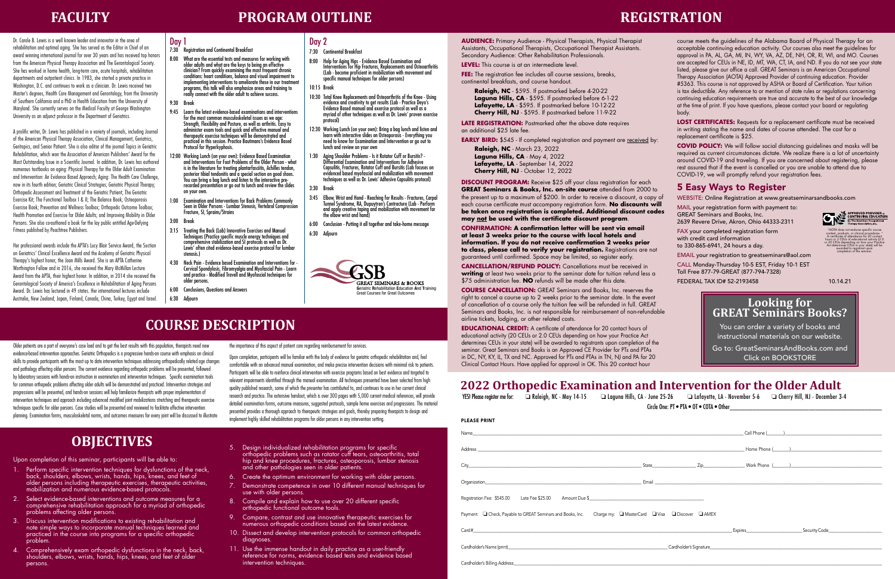# FACULTY

Dr. Carole B. Lewis is a well known leader and innovator in the area of rehabilitation and optimal aging. She has served as the Editor in Chief of an award winning international journal for over 30 years and has received top honors from the American Physical Therapy Association and The Gerontological Society. She has worked in home health, long-term care, acute hospitals, rehabilitation departments and outpatient clinics. In 1983, she started a private practice in Washington, D.C. and continues to work as a clinician. Dr. Lewis received two Master's degrees, Health Care Management and Gerontology, from the University of Southern California and a PhD in Health Education from the University of Maryland. She currently serves on the Medical Faculty at George Washington University as an adjunct professor in the Department of Geriatrics.

A prolific writer, Dr. Lewis has published in a variety of journals, including Journal of the American Physical Therapy Association, Clinical Management, Geriatrics, Geritopics, and Senior Patient. She is also editor of the journal Topics in Geriatric Rehabilitation, which won the Association of American Publishers' Award for the Most Outstanding Issue in a Scientific Journal. In addition, Dr. Lewis has authored numerous textbooks on aging: Physical Therapy for the Older Adult Examination and Intervention: An Evidence Based Approach; Aging: The Health Care Challenge, now in its fourth edition; Geriatric Clinical Strategies; Geriatric Physical Therapy; Orthopedic Assessment and Treatment of the Geriatric Patient; The Geriatric Exercise Kit; The Functional Toolbox I & II; The Balance Book; Osteoporosis Exercise Book; Prevention and Wellness Toolbox; Orthopedic Outcome Toolbox; Health Promotion and Exercise for Older Adults; and Improving Mobility in Older Persons. She also co-authored a book for the lay public entitled Age-Defying Fitness published by Peachtree Publishers.

Her professional awards include the APTA's Lucy Blair Service Award, the Section on Geriatrics' Clinical Excellence Award and the Academy of Geriatric Physical Therapy's highest honor, the Joan Mills Award. She is an APTA Catherine Worthington Fellow and in 2016, she received the Mary McMillan Lecture Award from the APTA, their highest honor. In addition, in 2014 she received the Gerontological Society of America's Excellence in Rehabilitation of Aging Persons Award. Dr. Lewis has lectured in 49 states. Her international lectures include Australia, New Zealand, Japan, Finland, Canada, China, Turkey, Egypt and Israel.

# PROGRAM OUTLINE

## Day 1

- 7:30 Registration and Continental Breakfast
- 8:00 What are the essential tests and measures for working with older adults and what are the keys to being an effective clinician? From quickly examining the most frequent chronic conditions: heart conditions, balance and visual impairment to implementing interventions to ameliorate these in our treatment programs, this talk will also emphasize areas and training to really connect with the older adult to achieve success.
- 9:30 Break
- 9:45 Learn the latest evidence-based examinations and interventions for the most common musculoskeletal issues as we age: Strength, Flexibility and Posture, as well as arthritis. Easy to administer exam tools and quick and effective manual and therapeutic exercise techniques will be demonstrated and practiced in this session. Practice Boatman's Evidence Based Protocol for Hyperkyphosis.
- 12:00 Working Lunch (on your own): Evidence Based Examination and Interventions for Foot Problems of the Older Person - what is in the literature for treating plantarfasciitis, Achilles tendon, posterior tibial tendonitis and a special section on good shoes. You can bring a bag lunch and listen to the interactive pre-recorded presentation or go out to lunch and review the slides on your own.
- 1:00 Examination and Interventions for Back Problems Commonly Seen in Older Persons - Lumbar Stenosis, Vertebral Compression Fracture, SI, Sprains/Strains
- 3:00 Break
- 3:15 Treating the Back (Lab) Innovative Exercises and Manual Techniques (Practice specific muscle energy techniques and comprehensive stabilization and SI protocols as well as Dr. Lewis' often cited evidence-based exercise protocol for lumbar stenosis.)
- 4:30 Neck Pain - Evidence based Examination and Interventions for - Cervical Spondylosis, Fibromyalgia and Myofascial Pain - Learn and practice - Modified Travell and Myofascial techniques for older persons.
- 6:00 Conclusions, Questions and Answers
- 6:30 Adjourn

## Day 2

- 7:30 Continental Breakfast
- 8:00 Help for Aging Hips - Evidence Based Examination and Interventions for Hip Fractures, Replacements and Osteoarthritis (Lab - become proficient in mobilization with movement and specific manual techniques for older persons)
- 10:15 Break
- 10:30 Total Knee Replacements and Osteoarthritis of the Knee - Using evidence and creativity to get results (Lab - Practice Deyo's Evidence Based manual and exercise protocol as well as a myriad of other techniques as well as Dr. Lewis' proven exercise protocol)
- 12:30 Working Lunch (on your own): Bring a bag lunch and listen and learn with interactive slides on Osteoporosis - Everything you need to know for Examination and Intervention or go out to lunch and review on your own
- 1:30 Aging Shoulder Problems - Is it Rotator Cuff or Bursitis? - Differential Examination and Interventions for Adhesive Capsulitis, Fractures, Rotator Cuff and Bursitis (Lab focuses on evidenced based myofascial and mobilization with movement techniques as well as Dr. Lewis' Adhesive Capsulitis protocol)
- 3:30 Break
- 3:45 Elbow, Wrist and Hand - Reaching for Results - Fractures, Carpal Tunnel Syndrome, RA, Dupuytren's Contracture (Lab - Perform and apply creative taping and mobilization with movement for the elbow wrist and hand)
- 6:00 Conclusion - Putting it all together and take-home message
- 6:30 Adjourn

GSB GREAT SEMINARS & BOOKS
Geriatric Rehabilitation Education And Training
Great Courses for Great Outcomes

# COURSE DESCRIPTION

Older patients are a part of everyone's case load and to get the best results with this population, therapists need new evidence-based intervention approaches. Geriatric Orthopedics is a progressive hands-on course with emphasis on clinical skills to provide participants with the most up to date intervention techniques addressing orthopedically related age changes and pathology affecting older persons. The current evidence regarding orthopedic problems will be presented, followed by laboratory sessions with hands-on instruction in examination and intervention techniques. Specific examination tools for common orthopedic problems affecting older adults will be demonstrated and practiced. Intervention strategies and progressions will be presented, and hands-on sessions will help familiarize therapists with proper implementation of intervention techniques and approach including advanced modified joint mobilizations stretching and therapeutic exercise techniques specific for older persons. Case studies will be presented and reviewed to facilitate effective intervention planning. Examination forms, musculoskeletal norms, and outcomes measures for every joint will be discussed to illustrate the importance of this aspect of patient care regarding reimbursement for services.

Upon completion, participants will be familiar with the body of evidence for geriatric orthopedic rehabilitation and, feel comfortable with an advanced manual examination, and make precise intervention decisions with minimal risk to patients. Participants will be able to reinforce clinical intervention with exercise programs based on best evidence and targeted to relevant impairments identified through the manual examination. All techniques presented have been selected from high quality published research, some of which the presenter has contributed to, and continues to use in her current clinical research and practice. The extensive handout, which is over 300 pages with 5,000 current medical references, will provide detailed examination forms, outcome measures, suggested protocols, sample home exercises and progressions. The material presented provides a thorough approach to therapeutic strategies and goals, thereby preparing therapists to design and implement highly skilled rehabilitation programs for older persons in any intervention setting.

# OBJECTIVES

Upon completion of this seminar, participants will be able to:

1. Perform specific intervention techniques for dysfunctions of the neck, back, shoulders, elbows, wrists, hands, hips, knees, and feet of older persons including therapeutic exercises, therapeutic activities, mobilization and numerous evidence-based protocols.
2. Select evidence-based interventions and outcome measures for a comprehensive rehabilitation approach for a myriad of orthopedic problems affecting older persons.
3. Discuss intervention modifications to existing rehabilitation and note simple ways to incorporate manual techniques learned and practiced in the course into programs for a specific orthopedic problem.
4. Comprehensively exam orthopedic dysfunctions in the neck, back, shoulders, elbows, wrists, hands, hips, knees, and feet of older persons.
5. Design individualized rehabilitation programs for specific orthopedic problems such as rotator cuff tears, osteoarthritis, total hip and knee procedures, fractures, osteoporosis, lumbar stenosis and other pathologies seen in older patients.
6. Create the optimum environment for working with older persons.
7. Demonstrate competence in over 10 different manual techniques for use with older persons.
8. Compile and explain how to use over 20 different specific orthopedic functional outcome tools.
9. Compare, contrast and use innovative therapeutic exercises for numerous orthopedic conditions based on the latest evidence.
10. Dissect and develop intervention protocols for common orthopedic diagnoses.
11. Use the immense handout in daily practice as a user-friendly reference for norms, evidence- based tests and evidence based intervention techniques.

# REGISTRATION

**AUDIENCE:** Primary Audience - Physical Therapists, Physical Therapist Assistants, Occupational Therapists, Occupational Therapist Assistants. Secondary Audience: Other Rehabilitation Professionals.

**LEVEL:** This course is at an intermediate level.

**FEE:** The registration fee includes all course sessions, breaks, continental breakfasts, and course handout.

**Raleigh, NC** - $595. If postmarked before 4-20-22
**Laguna Hills, CA** - $595. If postmarked before 6-1-22
**Lafayette, LA** - $595. If postmarked before 10-12-22
**Cherry Hill, NJ** - $595. If postmarked before 11-9-22

**LATE REGISTRATION:** Postmarked after the above date requires an additional $25 late fee.

**EARLY BIRD:** $545 - If completed registration and payment are received by:

**Raleigh, NC** - March 23, 2022
**Laguna Hills, CA** - May 4, 2022
**Lafayette, LA** - September 14, 2022
**Cherry Hill, NJ** - October 12, 2022

**DISCOUNT PROGRAM:** Receive $25 off your class registration for each **GREAT Seminars & Books, Inc. on-site course** attended from 2000 to the present up to a maximum of $200. In order to receive a discount, a copy of each course certificate must accompany registration form. **No discounts will be taken once registration is completed. Additional discount codes may not be used with the certificate discount program**.

**CONFIRMATION: A confirmation letter will be sent via email at least 3 weeks prior to the course with local hotels and information. If you do not receive confirmation 2 weeks prior to class, please call to verify your registration.** Registrations are not guaranteed until confirmed. Space may be limited, so register early.

**CANCELLATION/REFUND POLICY:** Cancellations must be received in **writing** at least two weeks prior to the seminar date for tuition refund less a $75 administration fee. **NO** refunds will be made after this date.

**COURSE CANCELLATION:** GREAT Seminars and Books, Inc. reserves the right to cancel a course up to 2 weeks prior to the seminar date. In the event of cancellation of a course only the tuition fee will be refunded in full. GREAT Seminars and Books, Inc. is not responsible for reimbursement of non-refundable airline tickets, lodging, or other related costs.

**EDUCATIONAL CREDIT:** A certificate of attendance for 20 contact hours of educational activity (20 CEUs or 2.0 CEUs depending on how your Practice Act determines CEUs in your state) will be awarded to registrants upon completion of the seminar. Great Seminars and Books is an Approved CE Provider for PTs and PTAs in DC, NY, KY, IL, TX and NC. Approved for PTs and PTAs in TN, NJ and PA for 20 Clinical Contact Hours. Have applied for approval in OK. This 20 contact hour course meets the guidelines of the Alabama Board of Physical Therapy for an acceptable continuing education activity. Our courses also meet the guidelines for approval in PA, AL, GA, MI, IN, WY, VA, AZ, DE, NH, OR, RI, WI, and MO. Courses are accepted for CEUs in NE, ID, MT, WA, CT, IA, and ND. If you do not see your state listed, please give our office a call. GREAT Seminars is an American Occupational Therapy Association (AOTA) Approved Provider of continuing education. Provider #5363. This course is not approved by ASHA or Board of Certification. Your tuition is tax deductible. Any reference to or mention of state rules or regulations concerning continuing education requirements are true and accurate to the best of our knowledge at the time of print. If you have questions, please contact your board or regulating body.

**LOST CERTIFICATES:** Requests for a replacement certificate must be received in writing stating the name and dates of course attended. The cost for a replacement certificate is $25.

**COVID POLICY:** We will follow social distancing guidelines and masks will be required as current circumstances dictate. We realize there is a lot of uncertainty around COVID-19 and traveling. If you are concerned about registering, please rest assured that if the event is cancelled or you are unable to attend due to COVID-19, we will promptly refund your registration fees.

## 5 Easy Ways to Register

WEBSITE: Online Registration at www.greatseminarsandbooks.com

MAIL your registration form with payment to:
GREAT Seminars and Books, Inc.
2639 Revere Drive, Akron, Ohio 44333-2311

FAX your completed registration form with credit card information to 330-865-6941, 24 hours a day.

EMAIL your registration to greatseminars@aol.com

CALL Monday-Thursday 10-5 EST, Friday 10-1 EST
Toll Free 877-79-GREAT (877-794-7328)

FEDERAL TAX ID# 52-2193458

10.14.21

APPROVED PROVIDER of CONTINUING EDUCATION by The American Occupational Therapy Association, Inc.

"AOTA does not endorse specific course content, products, or clinical procedures." A certificate of attendance for 20 contact hours or 2 CEUs of educational activity (2.0 or 20 CEUs depending on how your Practice Act determines CEUs in your state) will be awarded to registrant upon completion of the seminar.

## Looking for GREAT Seminars Books?

You can order a variety of books and instructional materials on our website.

Go to: GreatSeminarsAndBooks.com and Click on BOOKSTORE

## 2022 Orthopedic Examination and Intervention for the Older Adult

YES! Please register me for: ❑ Raleigh, NC - May 14-15 ❑ Laguna Hills, CA - June 25-26 ❑ Lafayette, LA - November 5-6 ❑ Cherry Hill, NJ - December 3-4

Circle One: PT • PTA • OT • COTA • Other_______________

**PLEASE PRINT**

Name_______________ Cell Phone (____)_______________

Address_______________ Home Phone (____)_______________

City_______________ State_______ Zip_______ Work Phone (____)_______________

Organization_______________ Email_______________

Registration Fee: $545.00 Late Fee $25.00 Amount Due $_______________

Payment: ❑ Check, Payable to GREAT Seminars and Books, Inc. Charge my: ❑ MasterCard ❑ Visa ❑ Discover ❑ AMEX

Card#_______________ Expires_______________ Security Code_______________

Cardholder's Name (print)_______________ Cardholder's Signature_______________

Cardholder's Billing Address_______________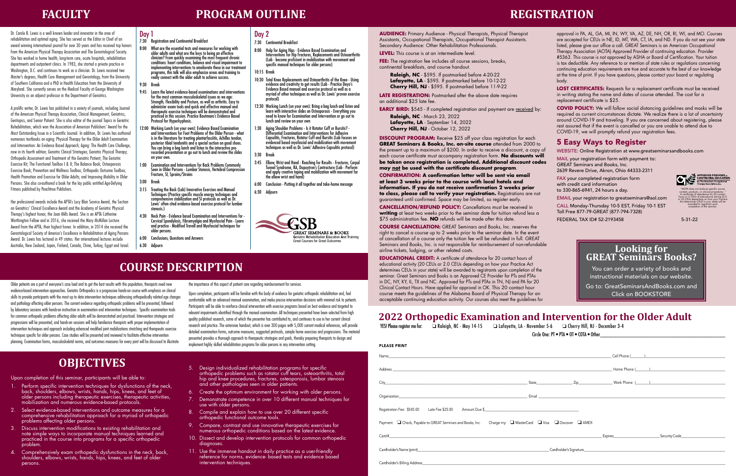# FACULTY

Dr. Carole B. Lewis is a well known leader and innovator in the area of rehabilitation and optimal aging. She has served as the Editor in Chief of an award winning international journal for over 30 years and has received top honors from the American Physical Therapy Association and The Gerontological Society. She has worked in home health, long-term care, acute hospitals, rehabilitation departments and outpatient clinics. In 1983, she started a private practice in Washington, D.C. and continues to work as a clinician. Dr. Lewis received two Master's degrees, Health Care Management and Gerontology, from the University of Southern California and a PhD in Health Education from the University of Maryland. She currently serves on the Medical Faculty at George Washington University as an adjunct professor in the Department of Geriatrics.

A prolific writer, Dr. Lewis has published in a variety of journals, including Journal of the American Physical Therapy Association, Clinical Management, Geriatrics, Geritopics, and Senior Patient. She is also editor of the journal Topics in Geriatric Rehabilitation, which won the Association of American Publishers' Award for the Most Outstanding Issue in a Scientific Journal. In addition, Dr. Lewis has authored numerous textbooks on aging: Physical Therapy for the Older Adult Examination and Intervention: An Evidence Based Approach; Aging: The Health Care Challenge, now in its fourth edition; Geriatric Clinical Strategies; Geriatric Physical Therapy; Orthopedic Assessment and Treatment of the Geriatric Patient; The Geriatric Exercise Kit; The Functional Toolbox I & II; The Balance Book; Osteoporosis Exercise Book; Prevention and Wellness Toolbox; Orthopedic Outcome Toolbox; Health Promotion and Exercise for Older Adults; and Improving Mobility in Older Persons. She also co-authored a book for the lay public entitled Age-Defying Fitness published by Peachtree Publishers.

Her professional awards include the APTA's Lucy Blair Service Award, the Section on Geriatrics' Clinical Excellence Award and the Academy of Geriatric Physical Therapy's highest honor, the Joan Mills Award. She is an APTA Catherine Worthington Fellow and in 2016, she received the Mary McMillan Lecture Award from the APTA, their highest honor. In addition, in 2014 she received the Gerontological Society of America's Excellence in Rehabilitation of Aging Persons Award. Dr. Lewis has lectured in 49 states. Her international lectures include Australia, New Zealand, Japan, Finland, Canada, China, Turkey, Egypt and Israel.

# PROGRAM OUTLINE

## Day 1

- 7:30 Registration and Continental Breakfast
- 8:00 What are the essential tests and measures for working with older adults and what are the keys to being an effective clinician? From quickly examining the most frequent chronic conditions: heart conditions, balance and visual impairment to implementing interventions to ameliorate these in our treatment programs, this talk will also emphasize areas and training to really connect with the older adult to achieve success.
- 9:30 Break
- 9:45 Learn the latest evidence-based examinations and interventions for the most common musculoskeletal issues as we age: Strength, Flexibility and Posture, as well as arthritis. Easy to administer exam tools and quick and effective manual and therapeutic exercise techniques will be demonstrated and practiced in this session. Practice Boutman's Evidence Based Protocol for Hyperkyphosis.
- 12:00 Working Lunch (on your own): Evidence Based Examination and Interventions for Foot Problems of the Older Person - what is in the literature for treating plantarfasciitis, Achilles tendon, posterior tibial tendonitis and a special section on good shoes. You can bring a bag lunch and listen to the interactive pre-recorded presentation or go out to lunch and review the slides on your own.
- 1:00 Examination and Interventions for Back Problems Commonly Seen in Older Persons - Lumbar Stenosis, Vertebral Compression Fracture, SI, Sprains/Strains
- 3:00 Break
- 3:15 Treating the Back (Lab) Innovative Exercises and Manual Techniques (Practice specific muscle energy techniques and comprehensive stabilization and SI protocols as well as Dr. Lewis' often cited evidence-based exercise protocol for lumbar stenosis.)
- 4:30 Neck Pain - Evidence based Examination and Interventions for - Cervical Spondylosis, Fibromyalgia and Myofascial Pain - Learn and practice - Modified Travell and Myofascial techniques for older persons.
- 6:00 Conclusions, Questions and Answers
- 6:30 Adjourn

## Day 2

- 7:30 Continental Breakfast
- 8:00 Help for Aging Hips - Evidence Based Examination and Interventions for Hip Fractures, Replacements and Osteoarthritis (Lab - become proficient in mobilization with movement and specific manual techniques for older persons)
- 10:15 Break
- 10:30 Total Knee Replacements and Osteoarthritis of the Knee - Using evidence and creativity to get results (Lab - Practice Deyo's Evidence Based manual and exercise protocol as well as a myriad of other techniques as well as Dr. Lewis' proven exercise protocol)
- 12:30 Working Lunch (on your own): Bring a bag lunch and listen and learn with interactive slides on Osteoporosis - Everything you need to know for Examination and Intervention or go out to lunch and review on your own
- 1:30 Aging Shoulder Problems - Is it Rotator Cuff or Bursitis? - Differential Examination and Interventions for Adhesive Capsulitis, Fractures, Rotator Cuff and Bursitis (Lab focuses on evidenced based myofascial and mobilization with movement techniques as well as Dr. Lewis' Adhesive Capsulitis protocol)
- 3:30 Break
- 3:45 Elbow, Wrist and Hand - Reaching for Results - Fractures, Carpal Tunnel Syndrome, RA, Dupuytren's Contracture (Lab - Perform and apply creative taping and mobilization with movement for the elbow wrist and hand)
- 6:00 Conclusion - Putting it all together and take-home message
- 6:30 Adjourn

GSB — GREAT SEMINARS & BOOKS — Geriatric Rehabilitation Education And Training — Great Courses for Great Outcomes

# COURSE DESCRIPTION

Older patients are a part of everyone's case load and to get the best results with this population, therapists need new evidence-based intervention approaches. Geriatric Orthopedics is a progressive hands-on course with emphasis on clinical skills to provide participants with the most up to date intervention techniques addressing orthopedically related age changes and pathology affecting older persons. The current evidence regarding orthopedic problems will be presented, followed by laboratory sessions with hands-on instruction in examination and intervention techniques. Specific examination tools for common orthopedic problems affecting older adults will be demonstrated and practiced. Intervention strategies and progressions will be presented, and hands-on sessions will help familiarize therapists with proper implementation of intervention techniques and approach including advanced modified joint mobilizations stretching and therapeutic exercise techniques specific for older persons. Case studies will be presented and reviewed to facilitate effective intervention planning. Examination forms, musculoskeletal norms, and outcomes measures for every joint will be discussed to illustrate the importance of this aspect of patient care regarding reimbursement for services.

Upon completion, participants will be familiar with the body of evidence for geriatric orthopedic rehabilitation and, feel comfortable with an advanced manual examination, and make precise intervention decisions with minimal risk to patients. Participants will be able to reinforce clinical intervention with exercise programs based on best evidence and targeted to relevant impairments identified through the manual examination. All techniques presented have been selected from high quality published research, some of which the presenter has contributed to, and continues to use in her current clinical research and practice. The extensive handout, which is over 300 pages with 5,000 current medical references, will provide detailed examination forms, outcome measures, suggested protocols, sample home exercises and progressions. The material presented provides a thorough approach to therapeutic strategies and goals, thereby preparing therapists to design and implement highly skilled rehabilitation programs for older persons in any intervention setting.

# OBJECTIVES

Upon completion of this seminar, participants will be able to:

1. Perform specific intervention techniques for dysfunctions of the neck, back, shoulders, elbows, wrists, hands, hips, knees, and feet of older persons including therapeutic exercises, therapeutic activities, mobilization and numerous evidence-based protocols.
2. Select evidence-based interventions and outcome measures for a comprehensive rehabilitation approach for a myriad of orthopedic problems affecting older persons.
3. Discuss intervention modifications to existing rehabilitation and note simple ways to incorporate manual techniques learned and practiced in the course into programs for a specific orthopedic problem.
4. Comprehensively exam orthopedic dysfunctions in the neck, back, shoulders, elbows, wrists, hands, hips, knees, and feet of older persons.
5. Design individualized rehabilitation programs for specific orthopedic problems such as rotator cuff tears, osteoarthritis, total hip and knee procedures, fractures, osteoporosis, lumbar stenosis and other pathologies seen in older patients.
6. Create the optimum environment for working with older persons.
7. Demonstrate competence in over 10 different manual techniques for use with older persons.
8. Compile and explain how to use over 20 different specific orthopedic functional outcome tools.
9. Compare, contrast and use innovative therapeutic exercises for numerous orthopedic conditions based on the latest evidence.
10. Dissect and develop intervention protocols for common orthopedic diagnoses.
11. Use the immense handout in daily practice as a user-friendly reference for norms, evidence- based tests and evidence based intervention techniques.

# REGISTRATION

**AUDIENCE:** Primary Audience - Physical Therapists, Physical Therapist Assistants, Occupational Therapists, Occupational Therapist Assistants. Secondary Audience: Other Rehabilitation Professionals.

**LEVEL:** This course is at an intermediate level.

**FEE:** The registration fee includes all course sessions, breaks, continental breakfasts, and course handout.

**Raleigh, NC** - $595. If postmarked before 4-20-22
**Lafayette, LA** - $595. If postmarked before 10-12-22
**Cherry Hill, NJ** - $595. If postmarked before 11-9-22

**LATE REGISTRATION:** Postmarked after the above date requires an additional $25 late fee.

**EARLY BIRD:** $545 - If completed registration and payment are received by:

**Raleigh, NC** - March 23, 2022
**Lafayette, LA** - September 14, 2022
**Cherry Hill, NJ** - October 12, 2022

**DISCOUNT PROGRAM:** Receive $25 off your class registration for each **GREAT Seminars & Books, Inc. on-site course** attended from 2000 to the present up to a maximum of $200. In order to receive a discount, a copy of each course certificate must accompany registration form. **No discounts will be taken once registration is completed. Additional discount codes may not be used with the certificate discount program**.

**CONFIRMATION: A confirmation letter will be sent via email at least 3 weeks prior to the course with local hotels and information. If you do not receive confirmation 2 weeks prior to class, please call to verify your registration.** Registrations are not guaranteed until confirmed. Space may be limited, so register early.

**CANCELLATION/REFUND POLICY:** Cancellations must be received in **writing** at least two weeks prior to the seminar date for tuition refund less a $75 administration fee. **NO** refunds will be made after this date.

**COURSE CANCELLATION:** GREAT Seminars and Books, Inc. reserves the right to cancel a course up to 2 weeks prior to the seminar date. In the event of cancellation of a course only the tuition fee will be refunded in full. GREAT Seminars and Books, Inc. is not responsible for reimbursement of non-refundable airline tickets, lodging, or other related costs.

**EDUCATIONAL CREDIT:** A certificate of attendance for 20 contact hours of educational activity (20 CEUs or 2.0 CEUs depending on how your Practice Act determines CEUs in your state) will be awarded to registrants upon completion of the seminar. Great Seminars and Books is an Approved CE Provider for PTs and PTAs in DC, NY, KY, IL, TX and NC. Approved for PTs and PTAs in TN, NJ and PA for 20 Clinical Contact Hours. Have applied for approval in OK. This 20 contact hour course meets the guidelines of the Alabama Board of Physical Therapy for an acceptable continuing education activity. Our courses also meet the guidelines for approval in PA, AL, GA, MI, IN, WY, VA, AZ, DE, NH, OR, RI, WI, and MO. Courses are accepted for CEUs in NE, ID, MT, WA, CT, IA, and ND. If you do not see your state listed, please give our office a call. GREAT Seminars is an American Occupational Therapy Association (AOTA) Approved Provider of continuing education. Provider #5363. This course is not approved by ASHA or Board of Certification. Your tuition is tax deductible. Any reference to or mention of state rules or regulations concerning continuing education requirements are true and accurate to the best of our knowledge at the time of print. If you have questions, please contact your board or regulating body.

**LOST CERTIFICATES:** Requests for a replacement certificate must be received in writing stating the name and dates of course attended. The cost for a replacement certificate is $25.

**COVID POLICY:** We will follow social distancing guidelines and masks will be required as current circumstances dictate. We realize there is a lot of uncertainty around COVID-19 and traveling. If you are concerned about registering, please rest assured that if the event is cancelled or you are unable to attend due to COVID-19, we will promptly refund your registration fees.

## 5 Easy Ways to Register

WEBSITE: Online Registration at www.greatseminarsandbooks.com

MAIL your registration form with payment to:
GREAT Seminars and Books, Inc.
2639 Revere Drive, Akron, Ohio 44333-2311

FAX your completed registration form with credit card information to 330-865-6941, 24 hours a day.

EMAIL your registration to greatseminars@aol.com

CALL Monday-Thursday 10-5 EST, Friday 10-1 EST
Toll Free 877-79-GREAT (877-794-7328)

FEDERAL TAX ID# 52-2193458

5-31-22

APPROVED PROVIDER of CONTINUING EDUCATION by The American Occupational Therapy Association, Inc.

"AOTA does not endorse specific course content, products, or clinical procedures." A certificate of attendance for 20 contact hours or 2 CEUs of educational activity (2.0 or 20 CEUs depending on how your Practice Act determines CEUs in your state) will be awarded to registrant upon completion of the seminar.

## Looking for GREAT Seminars Books?

You can order a variety of books and instructional materials on our website.

Go to: GreatSeminarsAndBooks.com and Click on BOOKSTORE

## 2022 Orthopedic Examination and Intervention for the Older Adult

YES! Please register me for: ❑ Raleigh, NC - May 14-15 ❑ Lafayette, LA - November 5-6 ❑ Cherry Hill, NJ - December 3-4

Circle One: PT • PTA • OT • COTA • Other\_\_\_\_\_\_\_\_\_\_\_\_\_\_\_\_

**PLEASE PRINT**

Name\_\_\_\_\_\_\_\_\_\_\_\_\_\_\_\_ Cell Phone (\_\_\_\_\_\_)\_\_\_\_\_\_\_\_\_\_

Address\_\_\_\_\_\_\_\_\_\_\_\_\_\_\_\_ Home Phone (\_\_\_\_\_\_)\_\_\_\_\_\_\_\_\_\_

City\_\_\_\_\_\_\_\_\_\_ State\_\_\_\_\_\_\_\_ Zip\_\_\_\_\_\_\_\_ Work Phone (\_\_\_\_\_\_)\_\_\_\_\_\_\_\_\_\_

Organization\_\_\_\_\_\_\_\_\_\_\_\_\_\_\_\_ Email\_\_\_\_\_\_\_\_\_\_\_\_\_\_\_\_

Registration Fee: $545.00 Late Fee $25.00 Amount Due $\_\_\_\_\_\_\_\_\_\_

Payment: ❑ Check, Payable to GREAT Seminars and Books, Inc. Charge my: ❑ MasterCard ❑ Visa ❑ Discover ❑ AMEX

Card#\_\_\_\_\_\_\_\_\_\_\_\_\_\_\_\_ Expires\_\_\_\_\_\_\_\_ Security Code\_\_\_\_\_\_\_\_

Cardholder's Name (print)\_\_\_\_\_\_\_\_\_\_\_\_\_\_\_\_ Cardholder's Signature\_\_\_\_\_\_\_\_\_\_\_\_\_\_\_\_

Cardholder's Billing Address\_\_\_\_\_\_\_\_\_\_\_\_\_\_\_\_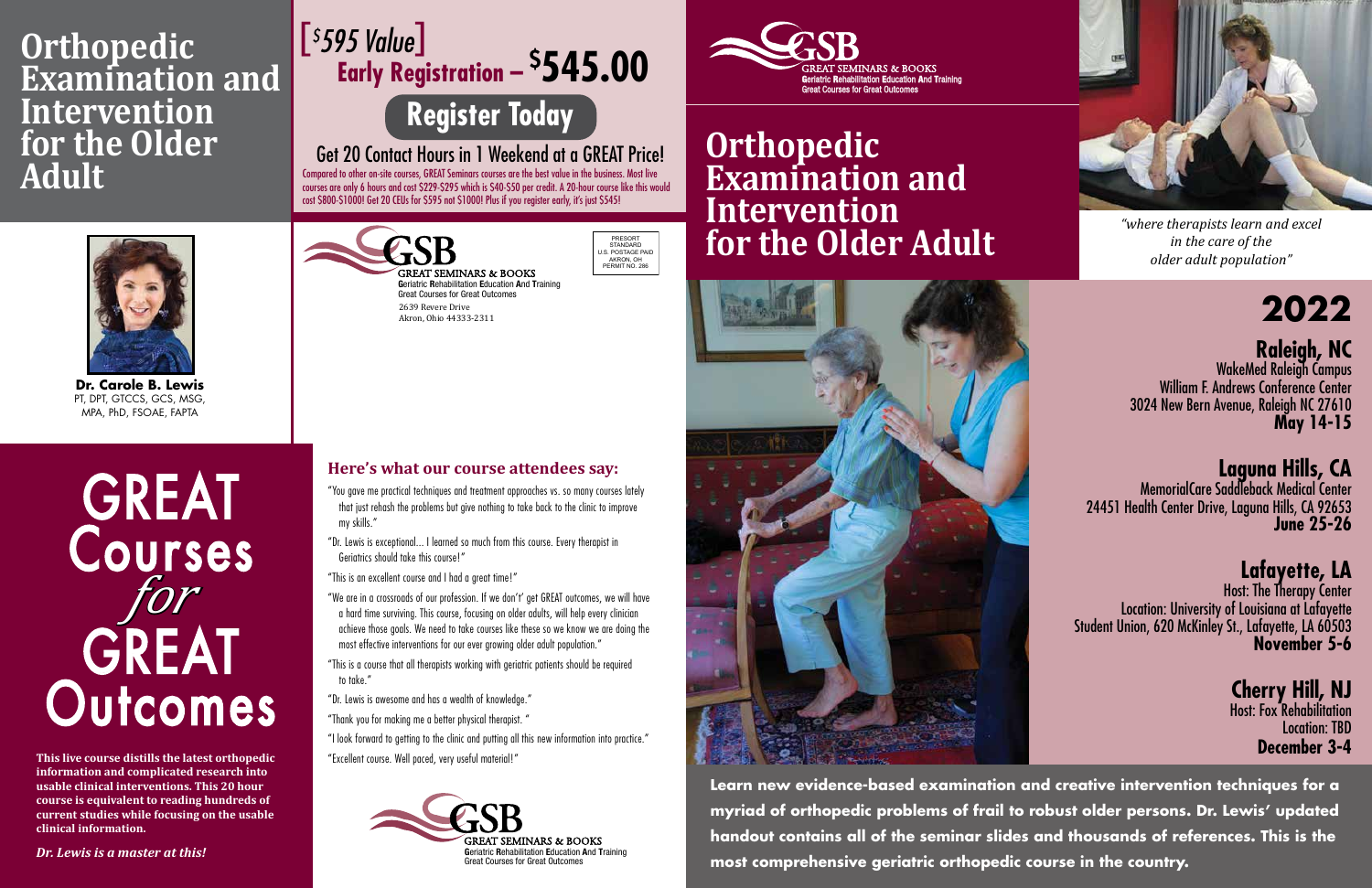# Orthopedic Examination and Intervention for the Older Adult

**Dr. Carole B. Lewis**
PT, DPT, GTCCS, GCS, MSG, MPA, PhD, FSOAE, FAPTA

# GREAT Courses *for* GREAT Outcomes

**This live course distills the latest orthopedic information and complicated research into usable clinical interventions. This 20 hour course is equivalent to reading hundreds of current studies while focusing on the usable clinical information.**

***Dr. Lewis is a master at this!***

[$595 Value]

**Early Registration – $545.00**

## Register Today

### Get 20 Contact Hours in 1 Weekend at a GREAT Price!

Compared to other on-site courses, GREAT Seminars courses are the best value in the business. Most live courses are only 6 hours and cost $229-$295 which is $40-$50 per credit. A 20-hour course like this would cost $800-$1000! Get 20 CEUs for $595 not $1000! Plus if you register early, it's just $545!

GSB
GREAT SEMINARS & BOOKS
Geriatric Rehabilitation Education And Training
Great Courses for Great Outcomes
2639 Revere Drive
Akron, Ohio 44333-2311

PRESORT STANDARD
U.S. POSTAGE PAID
AKRON, OH
PERMIT NO. 286

### Here's what our course attendees say:

"You gave me practical techniques and treatment approaches vs. so many courses lately that just rehash the problems but give nothing to take back to the clinic to improve my skills."

"Dr. Lewis is exceptional... I learned so much from this course. Every therapist in Geriatrics should take this course!"

"This is an excellent course and I had a great time!"

"We are in a crossroads of our profession. If we don't' get GREAT outcomes, we will have a hard time surviving. This course, focusing on older adults, will help every clinician achieve those goals. We need to take courses like these so we know we are doing the most effective interventions for our ever growing older adult population."

"This is a course that all therapists working with geriatric patients should be required to take."

"Dr. Lewis is awesome and has a wealth of knowledge."

"Thank you for making me a better physical therapist. "

"I look forward to getting to the clinic and putting all this new information into practice."

"Excellent course. Well paced, very useful material!"

GSB
GREAT SEMINARS & BOOKS
Geriatric Rehabilitation Education And Training
Great Courses for Great Outcomes

GSB
GREAT SEMINARS & BOOKS
Geriatric Rehabilitation Education And Training
Great Courses for Great Outcomes

# Orthopedic Examination and Intervention for the Older Adult

*"where therapists learn and excel in the care of the older adult population"*

# 2022

**Raleigh, NC**
WakeMed Raleigh Campus
William F. Andrews Conference Center
3024 New Bern Avenue, Raleigh NC 27610
**May 14-15**

**Laguna Hills, CA**
MemorialCare Saddleback Medical Center
24451 Health Center Drive, Laguna Hills, CA 92653
**June 25-26**

**Lafayette, LA**
Host: The Therapy Center
Location: University of Louisiana at Lafayette
Student Union, 620 McKinley St., Lafayette, LA 60503
**November 5-6**

**Cherry Hill, NJ**
Host: Fox Rehabilitation
Location: TBD
**December 3-4**

**Learn new evidence-based examination and creative intervention techniques for a myriad of orthopedic problems of frail to robust older persons. Dr. Lewis' updated handout contains all of the seminar slides and thousands of references. This is the most comprehensive geriatric orthopedic course in the country.**